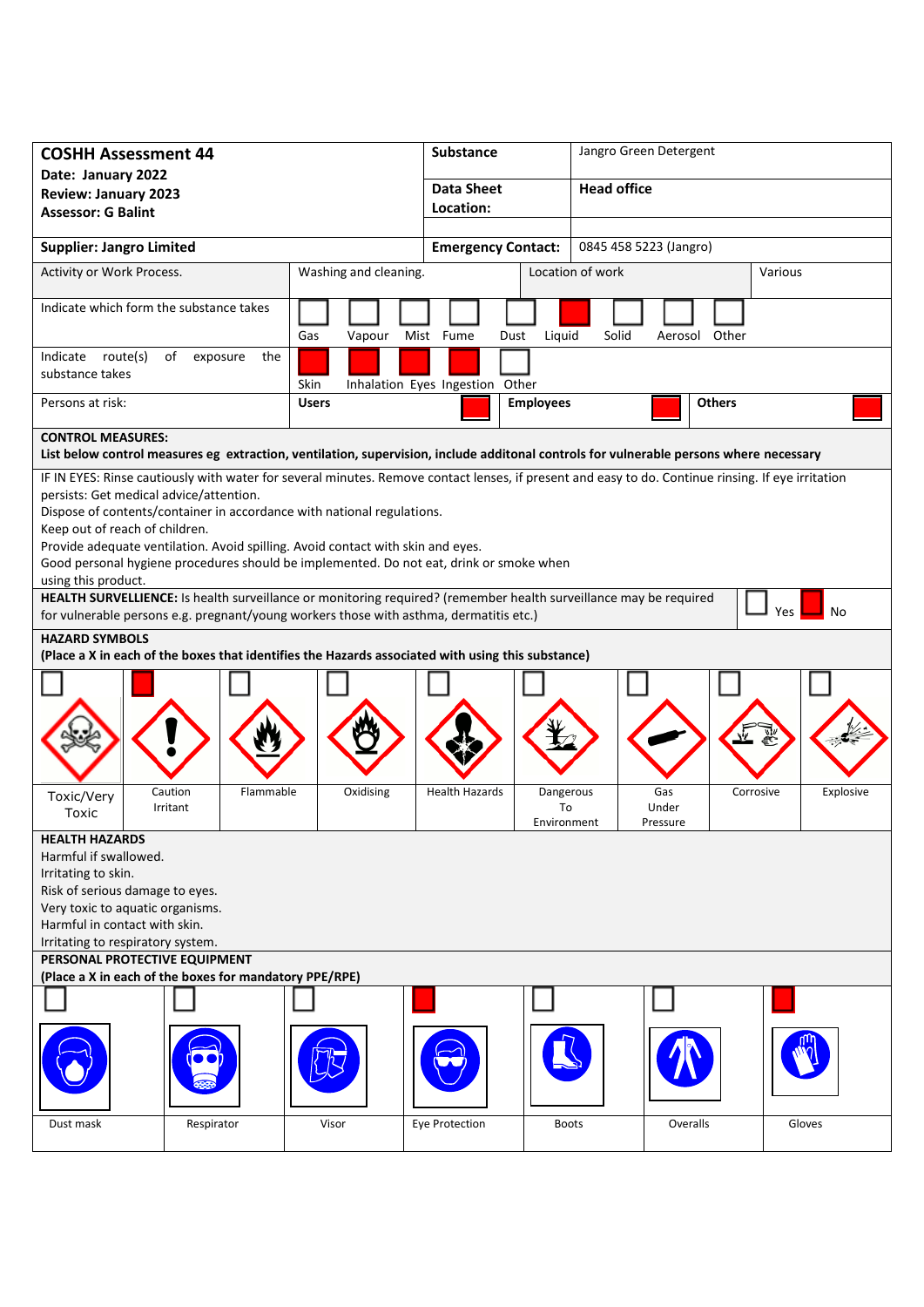| **COSHH Assessment 44**<br>**Date: January 2022**<br>**Review: January 2023**<br>**Assessor: G Balint** | **Substance** | Jangro Green Detergent |
|---|---|---|
| | **Data Sheet Location:** | **Head office** |
| **Supplier: Jangro Limited** | **Emergency Contact:** | 0845 458 5223 (Jangro) |

| Activity or Work Process. | Washing and cleaning. | Location of work | Various |
|---|---|---|---|

**Indicate which form the substance takes**

| Gas | Vapour | Mist | Fume | Dust | Liquid | Solid | Aerosol | Other |
|---|---|---|---|---|---|---|---|---|
| | | | | | X | | | |

**Indicate route(s) of exposure the substance takes**

| Skin | Inhalation | Eyes | Ingestion | Other |
|---|---|---|---|---|
| X | X | X | X | |

**Persons at risk:**

| Users | Employees | Others |
|---|---|---|
| X | X | X |

**CONTROL MEASURES:**
**List below control measures eg extraction, ventilation, supervision, include additonal controls for vulnerable persons where necessary**

IF IN EYES: Rinse cautiously with water for several minutes. Remove contact lenses, if present and easy to do. Continue rinsing. If eye irritation persists: Get medical advice/attention.
Dispose of contents/container in accordance with national regulations.
Keep out of reach of children.
Provide adequate ventilation. Avoid spilling. Avoid contact with skin and eyes.
Good personal hygiene procedures should be implemented. Do not eat, drink or smoke when using this product.

**HEALTH SURVELLIENCE:** Is health surveillance or monitoring required? (remember health surveillance may be required for vulnerable persons e.g. pregnant/young workers those with asthma, dermatitis etc.)

| Yes | No |
|---|---|
| | X |

**HAZARD SYMBOLS**
**(Place a X in each of the boxes that identifies the Hazards associated with using this substance)**

| Toxic/Very Toxic | Caution Irritant | Flammable | Oxidising | Health Hazards | Dangerous To Environment | Gas Under Pressure | Corrosive | Explosive |
|---|---|---|---|---|---|---|---|---|
| | X | | | | | | | |

**HEALTH HAZARDS**
Harmful if swallowed.
Irritating to skin.
Risk of serious damage to eyes.
Very toxic to aquatic organisms.
Harmful in contact with skin.
Irritating to respiratory system.

**PERSONAL PROTECTIVE EQUIPMENT**
**(Place a X in each of the boxes for mandatory PPE/RPE)**

| Dust mask | Respirator | Visor | Eye Protection | Boots | Overalls | Gloves |
|---|---|---|---|---|---|---|
| | | | X | | | X |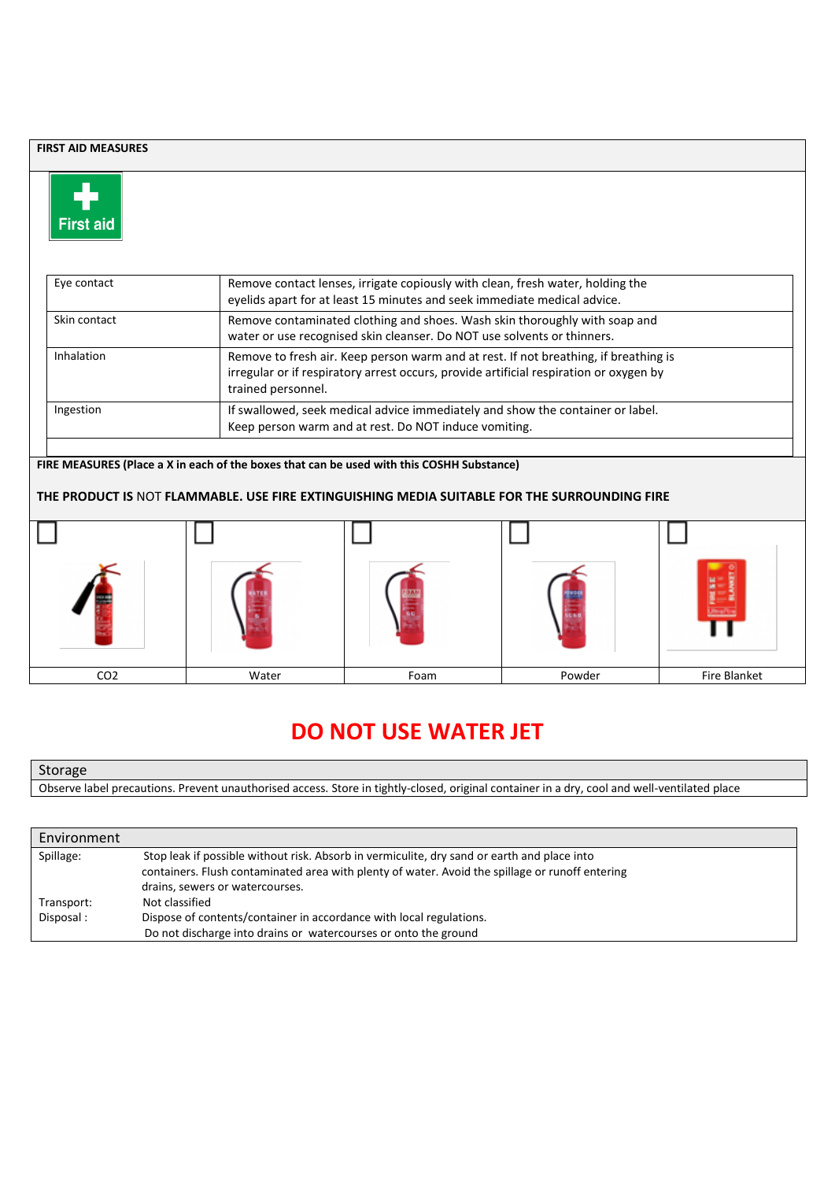## FIRST AID MEASURES

First aid

| | |
|---|---|
| Eye contact | Remove contact lenses, irrigate copiously with clean, fresh water, holding the eyelids apart for at least 15 minutes and seek immediate medical advice. |
| Skin contact | Remove contaminated clothing and shoes. Wash skin thoroughly with soap and water or use recognised skin cleanser. Do NOT use solvents or thinners. |
| Inhalation | Remove to fresh air. Keep person warm and at rest. If not breathing, if breathing is irregular or if respiratory arrest occurs, provide artificial respiration or oxygen by trained personnel. |
| Ingestion | If swallowed, seek medical advice immediately and show the container or label. Keep person warm and at rest. Do NOT induce vomiting. |

**FIRE MEASURES (Place a X in each of the boxes that can be used with this COSHH Substance)**

**THE PRODUCT IS** NOT **FLAMMABLE. USE FIRE EXTINGUISHING MEDIA SUITABLE FOR THE SURROUNDING FIRE**

| ☐ | ☐ | ☐ | ☐ | ☐ |
|---|---|---|---|---|
| CO2 | Water | Foam | Powder | Fire Blanket |

## DO NOT USE WATER JET

| Storage |
|---|
| Observe label precautions. Prevent unauthorised access. Store in tightly-closed, original container in a dry, cool and well-ventilated place |

| Environment | |
|---|---|
| Spillage: | Stop leak if possible without risk. Absorb in vermiculite, dry sand or earth and place into containers. Flush contaminated area with plenty of water. Avoid the spillage or runoff entering drains, sewers or watercourses. |
| Transport: | Not classified |
| Disposal : | Dispose of contents/container in accordance with local regulations. Do not discharge into drains or watercourses or onto the ground |